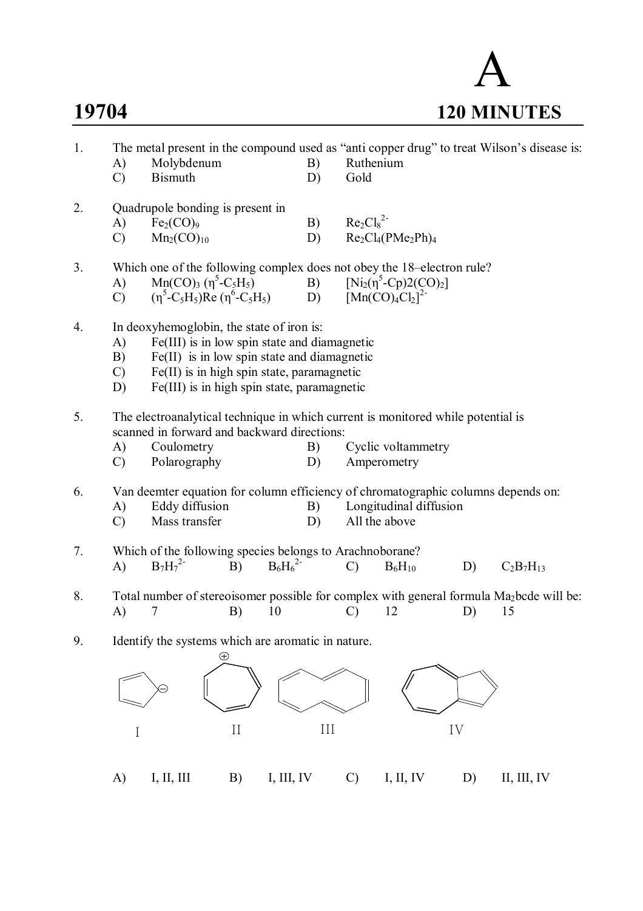# A

## 19704 — 120 MINUTES

1. The metal present in the compound used as "anti copper drug" to treat Wilson's disease is:
   - A) Molybdenum
   - B) Ruthenium
   - C) Bismuth
   - D) Gold

2. Quadrupole bonding is present in
   - A) $Fe_2(CO)_9$
   - B) $Re_2Cl_8^{2-}$
   - C) $Mn_2(CO)_{10}$
   - D) $Re_2Cl_4(PMe_2Ph)_4$

3. Which one of the following complex does not obey the 18–electron rule?
   - A) $Mn(CO)_3\ (\eta^5\text{-}C_5H_5)$
   - B) $[Ni_2(\eta^5\text{-}Cp)2(CO)_2]$
   - C) $(\eta^5\text{-}C_5H_5)Re\ (\eta^6\text{-}C_5H_5)$
   - D) $[Mn(CO)_4Cl_2]^{2-}$

4. In deoxyhemoglobin, the state of iron is:
   - A) Fe(III) is in low spin state and diamagnetic
   - B) Fe(II) is in low spin state and diamagnetic
   - C) Fe(II) is in high spin state, paramagnetic
   - D) Fe(III) is in high spin state, paramagnetic

5. The electroanalytical technique in which current is monitored while potential is scanned in forward and backward directions:
   - A) Coulometry
   - B) Cyclic voltammetry
   - C) Polarography
   - D) Amperometry

6. Van deemter equation for column efficiency of chromatographic columns depends on:
   - A) Eddy diffusion
   - B) Longitudinal diffusion
   - C) Mass transfer
   - D) All the above

7. Which of the following species belongs to Arachnoborane?
   - A) $B_7H_7^{2-}$
   - B) $B_6H_6^{2-}$
   - C) $B_6H_{10}$
   - D) $C_2B_7H_{13}$

8. Total number of stereoisomer possible for complex with general formula $Ma_2bcde$ will be:
   - A) 7
   - B) 10
   - C) 12
   - D) 15

9. Identify the systems which are aromatic in nature.

   I &nbsp;&nbsp;&nbsp; II &nbsp;&nbsp;&nbsp; III &nbsp;&nbsp;&nbsp; IV

   - A) I, II, III
   - B) I, III, IV
   - C) I, II, IV
   - D) II, III, IV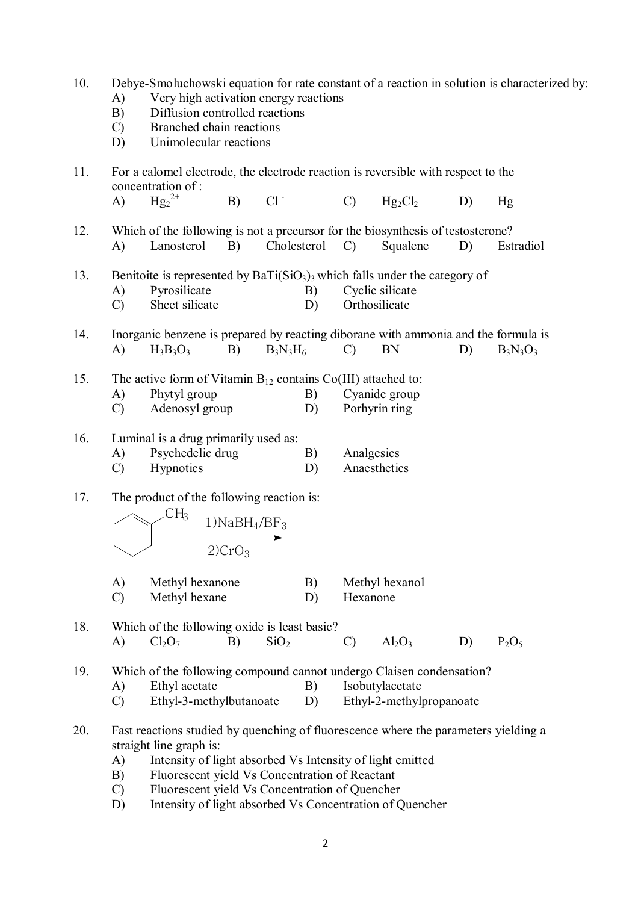10. Debye-Smoluchowski equation for rate constant of a reaction in solution is characterized by:
    A) Very high activation energy reactions
    B) Diffusion controlled reactions
    C) Branched chain reactions
    D) Unimolecular reactions

11. For a calomel electrode, the electrode reaction is reversible with respect to the concentration of :
    A) $Hg_2^{2+}$ B) $Cl^-$ C) $Hg_2Cl_2$ D) Hg

12. Which of the following is not a precursor for the biosynthesis of testosterone?
    A) Lanosterol B) Cholesterol C) Squalene D) Estradiol

13. Benitoite is represented by $BaTi(SiO_3)_3$ which falls under the category of
    A) Pyrosilicate B) Cyclic silicate
    C) Sheet silicate D) Orthosilicate

14. Inorganic benzene is prepared by reacting diborane with ammonia and the formula is
    A) $H_3B_3O_3$ B) $B_3N_3H_6$ C) BN D) $B_3N_3O_3$

15. The active form of Vitamin $B_{12}$ contains Co(III) attached to:
    A) Phytyl group B) Cyanide group
    C) Adenosyl group D) Porhyrin ring

16. Luminal is a drug primarily used as:
    A) Psychedelic drug B) Analgesics
    C) Hypnotics D) Anaesthetics

17. The product of the following reaction is:

    1-Methylcyclohexene (ring with $CH_3$) $\xrightarrow[\text{2) } CrO_3]{\text{1) } NaBH_4/BF_3}$

    A) Methyl hexanone B) Methyl hexanol
    C) Methyl hexane D) Hexanone

18. Which of the following oxide is least basic?
    A) $Cl_2O_7$ B) $SiO_2$ C) $Al_2O_3$ D) $P_2O_5$

19. Which of the following compound cannot undergo Claisen condensation?
    A) Ethyl acetate B) Isobutylacetate
    C) Ethyl-3-methylbutanoate D) Ethyl-2-methylpropanoate

20. Fast reactions studied by quenching of fluorescence where the parameters yielding a straight line graph is:
    A) Intensity of light absorbed Vs Intensity of light emitted
    B) Fluorescent yield Vs Concentration of Reactant
    C) Fluorescent yield Vs Concentration of Quencher
    D) Intensity of light absorbed Vs Concentration of Quencher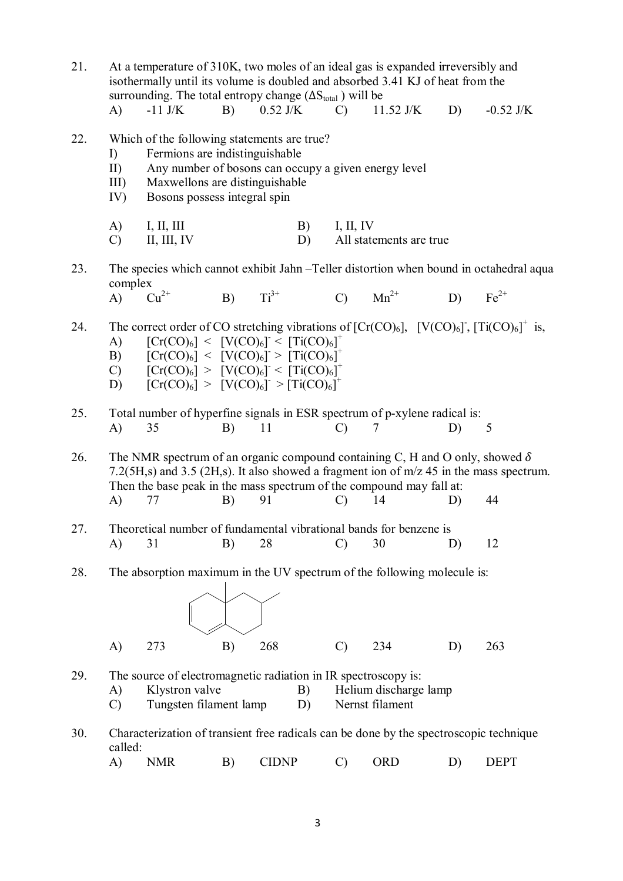21. At a temperature of 310K, two moles of an ideal gas is expanded irreversibly and isothermally until its volume is doubled and absorbed 3.41 KJ of heat from the surrounding. The total entropy change ($\Delta S_{total}$ ) will be

    A) -11 J/K B) 0.52 J/K C) 11.52 J/K D) -0.52 J/K

22. Which of the following statements are true?

    I) Fermions are indistinguishable
    II) Any number of bosons can occupy a given energy level
    III) Maxwellons are distinguishable
    IV) Bosons possess integral spin

    A) I, II, III B) I, II, IV
    C) II, III, IV D) All statements are true

23. The species which cannot exhibit Jahn –Teller distortion when bound in octahedral aqua complex

    A) $Cu^{2+}$ B) $Ti^{3+}$ C) $Mn^{2+}$ D) $Fe^{2+}$

24. The correct order of CO stretching vibrations of $[Cr(CO)_6]$, $[V(CO)_6]^-$, $[Ti(CO)_6]^+$ is,

    A) $[Cr(CO)_6] < [V(CO)_6]^- < [Ti(CO)_6]^+$
    B) $[Cr(CO)_6] < [V(CO)_6]^- > [Ti(CO)_6]^+$
    C) $[Cr(CO)_6] > [V(CO)_6]^- < [Ti(CO)_6]^+$
    D) $[Cr(CO)_6] > [V(CO)_6]^- > [Ti(CO)_6]^+$

25. Total number of hyperfine signals in ESR spectrum of p-xylene radical is:

    A) 35 B) 11 C) 7 D) 5

26. The NMR spectrum of an organic compound containing C, H and O only, showed $\delta$ 7.2(5H,s) and 3.5 (2H,s). It also showed a fragment ion of m/z 45 in the mass spectrum. Then the base peak in the mass spectrum of the compound may fall at:

    A) 77 B) 91 C) 14 D) 44

27. Theoretical number of fundamental vibrational bands for benzene is

    A) 31 B) 28 C) 30 D) 12

28. The absorption maximum in the UV spectrum of the following molecule is:

    A) 273 B) 268 C) 234 D) 263

29. The source of electromagnetic radiation in IR spectroscopy is:

    A) Klystron valve B) Helium discharge lamp
    C) Tungsten filament lamp D) Nernst filament

30. Characterization of transient free radicals can be done by the spectroscopic technique called:

    A) NMR B) CIDNP C) ORD D) DEPT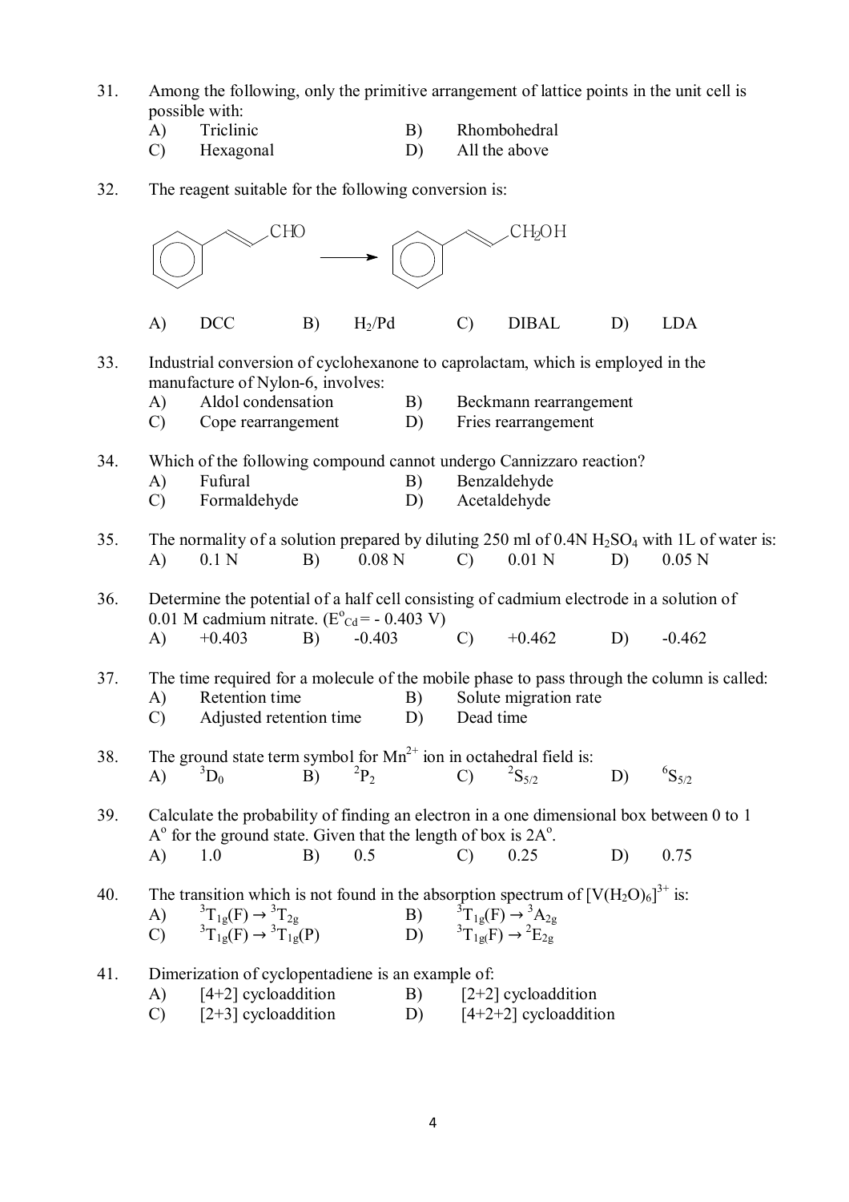31. Among the following, only the primitive arrangement of lattice points in the unit cell is possible with:
    - A) Triclinic
    - B) Rhombohedral
    - C) Hexagonal
    - D) All the above

32. The reagent suitable for the following conversion is:

    $C_6H_5CH{=}CHCHO \longrightarrow C_6H_5CH{=}CHCH_2OH$

    - A) DCC
    - B) $H_2/Pd$
    - C) DIBAL
    - D) LDA

33. Industrial conversion of cyclohexanone to caprolactam, which is employed in the manufacture of Nylon-6, involves:
    - A) Aldol condensation
    - B) Beckmann rearrangement
    - C) Cope rearrangement
    - D) Fries rearrangement

34. Which of the following compound cannot undergo Cannizzaro reaction?
    - A) Fufural
    - B) Benzaldehyde
    - C) Formaldehyde
    - D) Acetaldehyde

35. The normality of a solution prepared by diluting 250 ml of 0.4N $H_2SO_4$ with 1L of water is:
    - A) 0.1 N
    - B) 0.08 N
    - C) 0.01 N
    - D) 0.05 N

36. Determine the potential of a half cell consisting of cadmium electrode in a solution of 0.01 M cadmium nitrate. ($E^o_{Cd}$ = - 0.403 V)
    - A) +0.403
    - B) -0.403
    - C) +0.462
    - D) -0.462

37. The time required for a molecule of the mobile phase to pass through the column is called:
    - A) Retention time
    - B) Solute migration rate
    - C) Adjusted retention time
    - D) Dead time

38. The ground state term symbol for $Mn^{2+}$ ion in octahedral field is:
    - A) $^3D_0$
    - B) $^2P_2$
    - C) $^2S_{5/2}$
    - D) $^6S_{5/2}$

39. Calculate the probability of finding an electron in a one dimensional box between 0 to 1 A$^o$ for the ground state. Given that the length of box is 2A$^o$.
    - A) 1.0
    - B) 0.5
    - C) 0.25
    - D) 0.75

40. The transition which is not found in the absorption spectrum of $[V(H_2O)_6]^{3+}$ is:
    - A) $^3T_{1g}(F) \rightarrow {}^3T_{2g}$
    - B) $^3T_{1g}(F) \rightarrow {}^3A_{2g}$
    - C) $^3T_{1g}(F) \rightarrow {}^3T_{1g}(P)$
    - D) $^3T_{1g}(F) \rightarrow {}^2E_{2g}$

41. Dimerization of cyclopentadiene is an example of:
    - A) [4+2] cycloaddition
    - B) [2+2] cycloaddition
    - C) [2+3] cycloaddition
    - D) [4+2+2] cycloaddition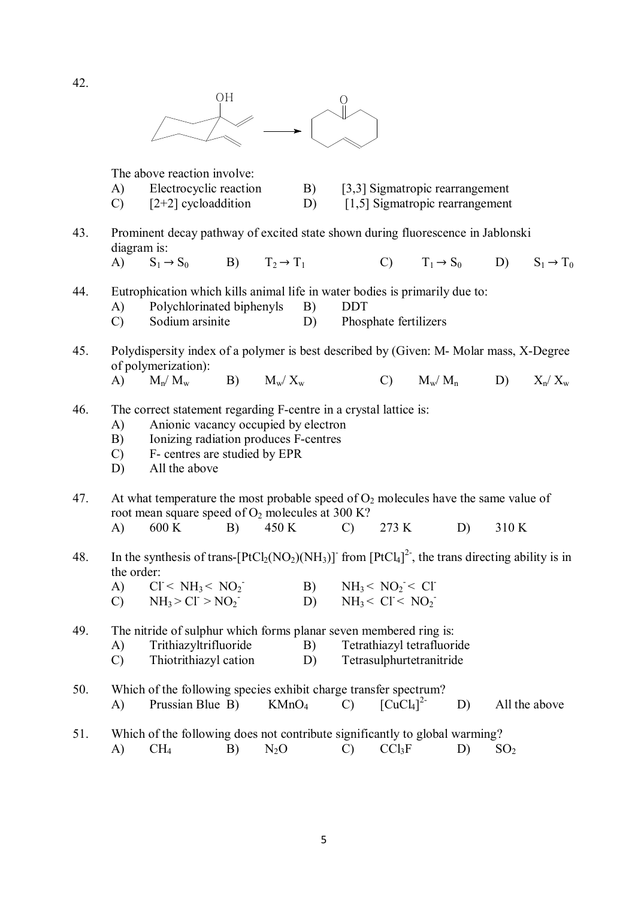42.

The above reaction involve:

A) Electrocyclic reaction  B) [3,3] Sigmatropic rearrangement  
C) [2+2] cycloaddition  D) [1,5] Sigmatropic rearrangement

43. Prominent decay pathway of excited state shown during fluorescence in Jablonski diagram is:

A) $S_1 \rightarrow S_0$  B) $T_2 \rightarrow T_1$  C) $T_1 \rightarrow S_0$  D) $S_1 \rightarrow T_0$

44. Eutrophication which kills animal life in water bodies is primarily due to:

A) Polychlorinated biphenyls  B) DDT  
C) Sodium arsinite  D) Phosphate fertilizers

45. Polydispersity index of a polymer is best described by (Given: M- Molar mass, X-Degree of polymerization):

A) $M_n/ M_w$  B) $M_w/ X_w$  C) $M_w/ M_n$  D) $X_n/ X_w$

46. The correct statement regarding F-centre in a crystal lattice is:

A) Anionic vacancy occupied by electron  
B) Ionizing radiation produces F-centres  
C) F- centres are studied by EPR  
D) All the above

47. At what temperature the most probable speed of $O_2$ molecules have the same value of root mean square speed of $O_2$ molecules at 300 K?

A) 600 K  B) 450 K  C) 273 K  D) 310 K

48. In the synthesis of trans-$[PtCl_2(NO_2)(NH_3)]^-$ from $[PtCl_4]^{2-}$, the trans directing ability is in the order:

A) $Cl^- < NH_3 < NO_2^-$  B) $NH_3 < NO_2^- < Cl^-$  
C) $NH_3 > Cl^- > NO_2^-$  D) $NH_3 < Cl^- < NO_2^-$

49. The nitride of sulphur which forms planar seven membered ring is:

A) Trithiazyltrifluoride  B) Tetrathiazyl tetrafluoride  
C) Thiotrithiazyl cation  D) Tetrasulphurtetranitride

50. Which of the following species exhibit charge transfer spectrum?

A) Prussian Blue  B) $KMnO_4$  C) $[CuCl_4]^{2-}$  D) All the above

51. Which of the following does not contribute significantly to global warming?

A) $CH_4$  B) $N_2O$  C) $CCl_3F$  D) $SO_2$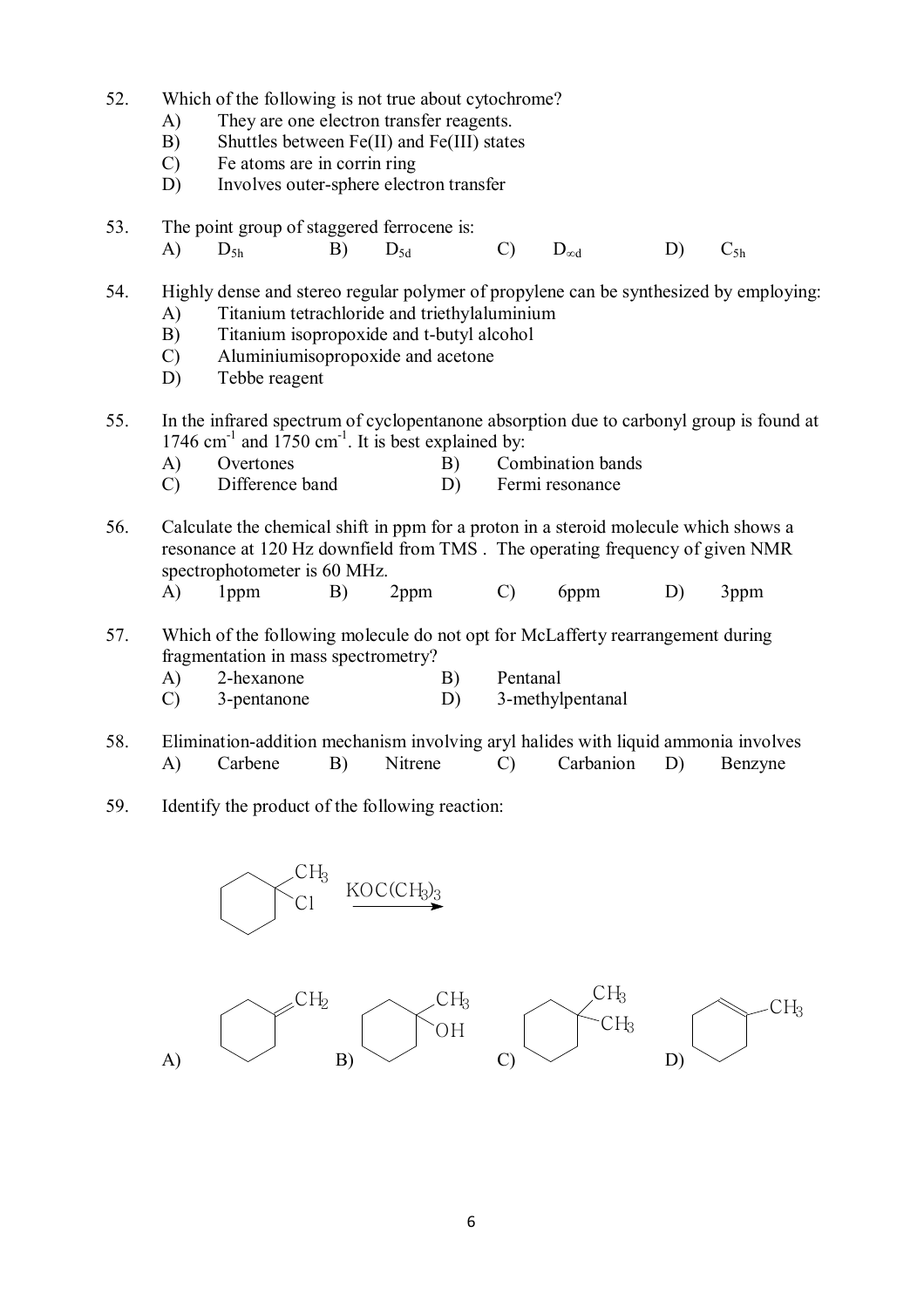52. Which of the following is not true about cytochrome?
    A) They are one electron transfer reagents.
    B) Shuttles between Fe(II) and Fe(III) states
    C) Fe atoms are in corrin ring
    D) Involves outer-sphere electron transfer

53. The point group of staggered ferrocene is:
    A) $D_{5h}$ B) $D_{5d}$ C) $D_{\infty d}$ D) $C_{5h}$

54. Highly dense and stereo regular polymer of propylene can be synthesized by employing:
    A) Titanium tetrachloride and triethylaluminium
    B) Titanium isopropoxide and t-butyl alcohol
    C) Aluminiumisopropoxide and acetone
    D) Tebbe reagent

55. In the infrared spectrum of cyclopentanone absorption due to carbonyl group is found at 1746 $cm^{-1}$ and 1750 $cm^{-1}$. It is best explained by:
    A) Overtones B) Combination bands
    C) Difference band D) Fermi resonance

56. Calculate the chemical shift in ppm for a proton in a steroid molecule which shows a resonance at 120 Hz downfield from TMS . The operating frequency of given NMR spectrophotometer is 60 MHz.
    A) 1ppm B) 2ppm C) 6ppm D) 3ppm

57. Which of the following molecule do not opt for McLafferty rearrangement during fragmentation in mass spectrometry?
    A) 2-hexanone B) Pentanal
    C) 3-pentanone D) 3-methylpentanal

58. Elimination-addition mechanism involving aryl halides with liquid ammonia involves
    A) Carbene B) Nitrene C) Carbanion D) Benzyne

59. Identify the product of the following reaction:

    1-chloro-1-methylcyclohexane $\xrightarrow{KOC(CH_3)_3}$

    A) methylenecyclohexane ($=CH_2$) B) 1-methylcyclohexanol ($CH_3$, $OH$) C) 1,1-dimethylcyclohexane ($CH_3$, $CH_3$) D) 1-methylcyclohexene ($CH_3$)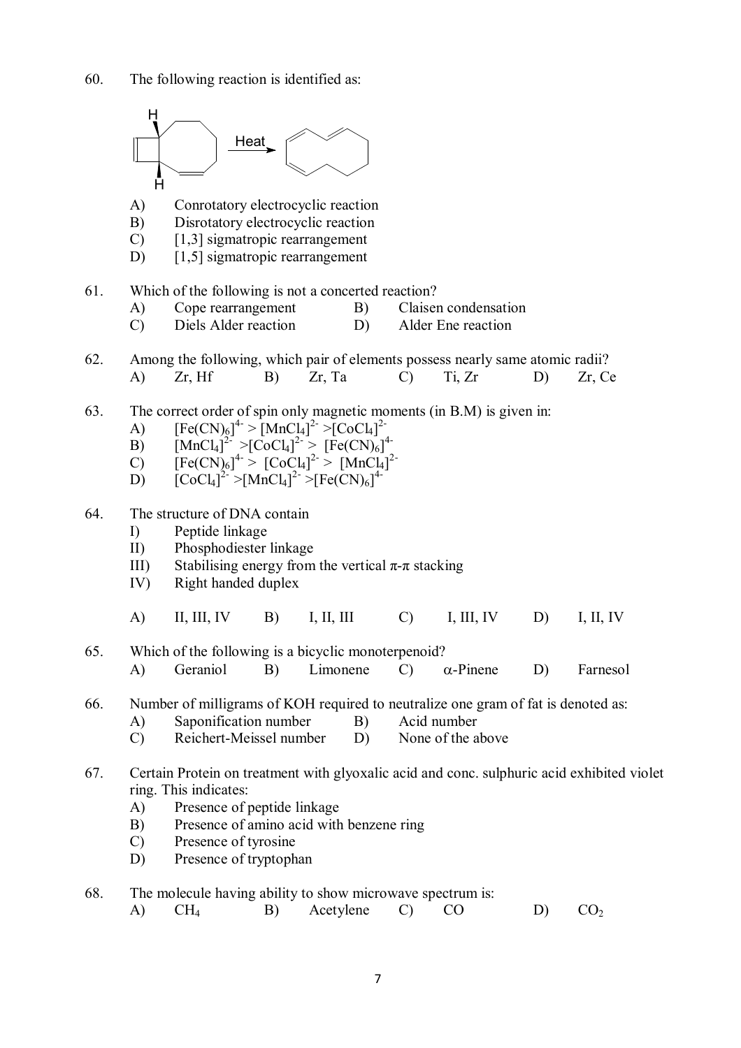60. The following reaction is identified as:

A) Conrotatory electrocyclic reaction
B) Disrotatory electrocyclic reaction
C) [1,3] sigmatropic rearrangement
D) [1,5] sigmatropic rearrangement

61. Which of the following is not a concerted reaction?

A) Cope rearrangement
B) Claisen condensation
C) Diels Alder reaction
D) Alder Ene reaction

62. Among the following, which pair of elements possess nearly same atomic radii?

A) Zr, Hf
B) Zr, Ta
C) Ti, Zr
D) Zr, Ce

63. The correct order of spin only magnetic moments (in B.M) is given in:

A) $[Fe(CN)_6]^{4-} > [MnCl_4]^{2-} > [CoCl_4]^{2-}$
B) $[MnCl_4]^{2-} > [CoCl_4]^{2-} > [Fe(CN)_6]^{4-}$
C) $[Fe(CN)_6]^{4-} > [CoCl_4]^{2-} > [MnCl_4]^{2-}$
D) $[CoCl_4]^{2-} > [MnCl_4]^{2-} > [Fe(CN)_6]^{4-}$

64. The structure of DNA contain

I) Peptide linkage
II) Phosphodiester linkage
III) Stabilising energy from the vertical π-π stacking
IV) Right handed duplex

A) II, III, IV
B) I, II, III
C) I, III, IV
D) I, II, IV

65. Which of the following is a bicyclic monoterpenoid?

A) Geraniol
B) Limonene
C) α-Pinene
D) Farnesol

66. Number of milligrams of KOH required to neutralize one gram of fat is denoted as:

A) Saponification number
B) Acid number
C) Reichert-Meissel number
D) None of the above

67. Certain Protein on treatment with glyoxalic acid and conc. sulphuric acid exhibited violet ring. This indicates:

A) Presence of peptide linkage
B) Presence of amino acid with benzene ring
C) Presence of tyrosine
D) Presence of tryptophan

68. The molecule having ability to show microwave spectrum is:

A) $CH_4$
B) Acetylene
C) CO
D) $CO_2$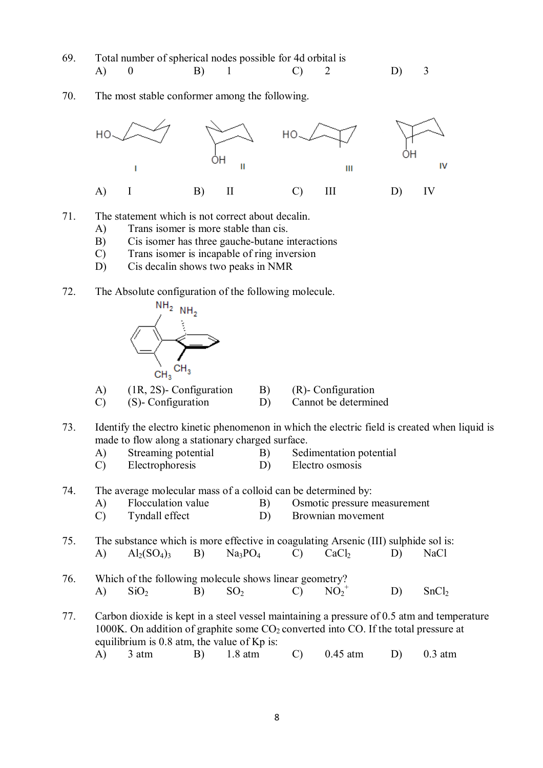69. Total number of spherical nodes possible for 4d orbital is

A) 0 B) 1 C) 2 D) 3

70. The most stable conformer among the following.

A) I B) II C) III D) IV

71. The statement which is not correct about decalin.

A) Trans isomer is more stable than cis.
B) Cis isomer has three gauche-butane interactions
C) Trans isomer is incapable of ring inversion
D) Cis decalin shows two peaks in NMR

72. The Absolute configuration of the following molecule.

A) (1R, 2S)- Configuration B) (R)- Configuration
C) (S)- Configuration D) Cannot be determined

73. Identify the electro kinetic phenomenon in which the electric field is created when liquid is made to flow along a stationary charged surface.

A) Streaming potential B) Sedimentation potential
C) Electrophoresis D) Electro osmosis

74. The average molecular mass of a colloid can be determined by:

A) Flocculation value B) Osmotic pressure measurement
C) Tyndall effect D) Brownian movement

75. The substance which is more effective in coagulating Arsenic (III) sulphide sol is:

A) $Al_2(SO_4)_3$ B) $Na_3PO_4$ C) $CaCl_2$ D) $NaCl$

76. Which of the following molecule shows linear geometry?

A) $SiO_2$ B) $SO_2$ C) $NO_2^+$ D) $SnCl_2$

77. Carbon dioxide is kept in a steel vessel maintaining a pressure of 0.5 atm and temperature 1000K. On addition of graphite some $CO_2$ converted into CO. If the total pressure at equilibrium is 0.8 atm, the value of Kp is:

A) 3 atm B) 1.8 atm C) 0.45 atm D) 0.3 atm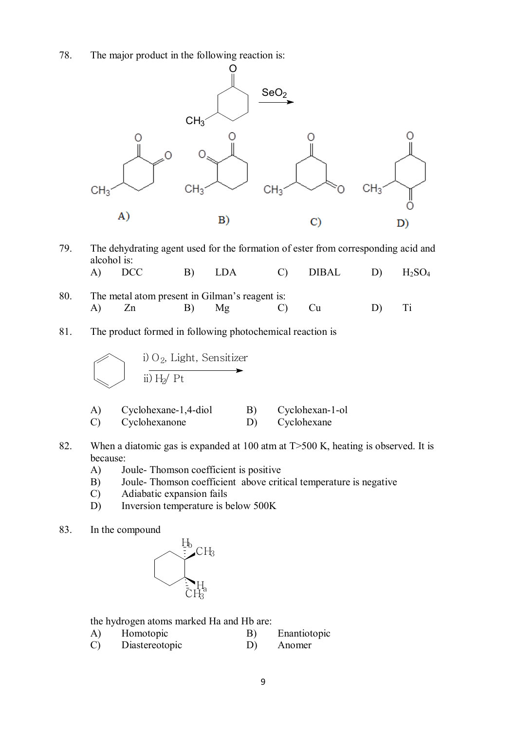78. The major product in the following reaction is:

A) B) C) D)

79. The dehydrating agent used for the formation of ester from corresponding acid and alcohol is:

A) DCC B) LDA C) DIBAL D) $H_2SO_4$

80. The metal atom present in Gilman's reagent is:

A) Zn B) Mg C) Cu D) Ti

81. The product formed in following photochemical reaction is

i) $O_2$, Light, Sensitizer
ii) $H_2$/ Pt

A) Cyclohexane-1,4-diol B) Cyclohexan-1-ol
C) Cyclohexanone D) Cyclohexane

82. When a diatomic gas is expanded at 100 atm at T>500 K, heating is observed. It is because:

A) Joule- Thomson coefficient is positive
B) Joule- Thomson coefficient above critical temperature is negative
C) Adiabatic expansion fails
D) Inversion temperature is below 500K

83. In the compound

the hydrogen atoms marked Ha and Hb are:

A) Homotopic B) Enantiotopic
C) Diastereotopic D) Anomer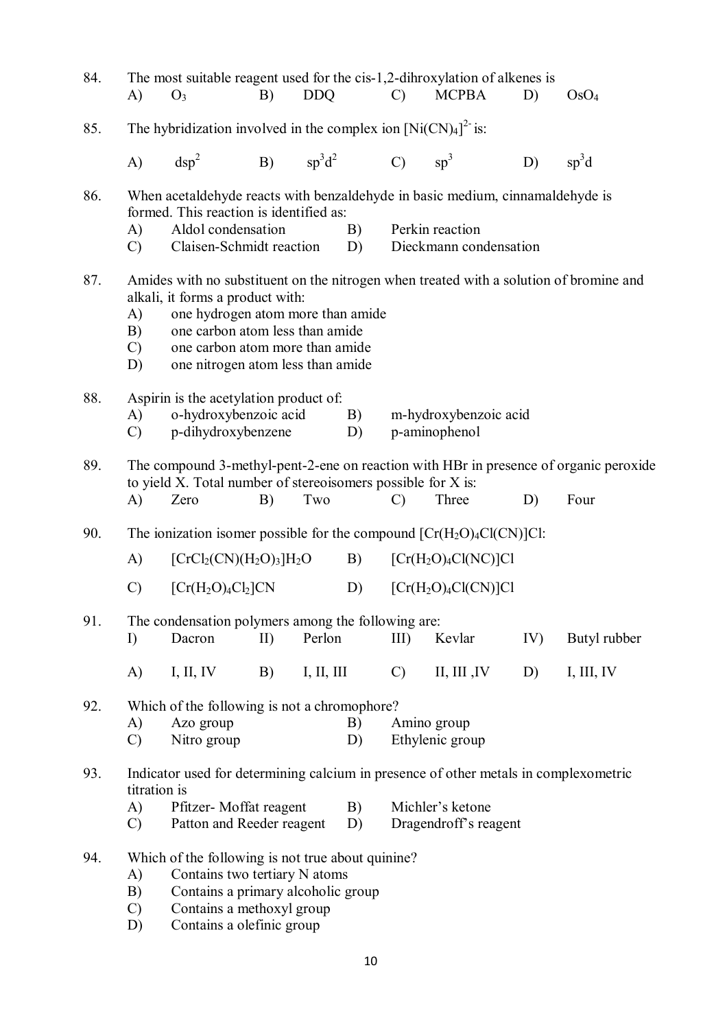84. The most suitable reagent used for the cis-1,2-dihroxylation of alkenes is

A) $O_3$  B) DDQ  C) MCPBA  D) $OsO_4$

85. The hybridization involved in the complex ion $[Ni(CN)_4]^{2-}$ is:

A) $dsp^2$  B) $sp^3d^2$  C) $sp^3$  D) $sp^3d$

86. When acetaldehyde reacts with benzaldehyde in basic medium, cinnamaldehyde is formed. This reaction is identified as:

A) Aldol condensation  B) Perkin reaction
C) Claisen-Schmidt reaction  D) Dieckmann condensation

87. Amides with no substituent on the nitrogen when treated with a solution of bromine and alkali, it forms a product with:

A) one hydrogen atom more than amide
B) one carbon atom less than amide
C) one carbon atom more than amide
D) one nitrogen atom less than amide

88. Aspirin is the acetylation product of:

A) o-hydroxybenzoic acid  B) m-hydroxybenzoic acid
C) p-dihydroxybenzene  D) p-aminophenol

89. The compound 3-methyl-pent-2-ene on reaction with HBr in presence of organic peroxide to yield X. Total number of stereoisomers possible for X is:

A) Zero  B) Two  C) Three  D) Four

90. The ionization isomer possible for the compound $[Cr(H_2O)_4Cl(CN)]Cl$:

A) $[CrCl_2(CN)(H_2O)_3]H_2O$  B) $[Cr(H_2O)_4Cl(NC)]Cl$
C) $[Cr(H_2O)_4Cl_2]CN$  D) $[Cr(H_2O)_4Cl(CN)]Cl$

91. The condensation polymers among the following are:

I) Dacron  II) Perlon  III) Kevlar  IV) Butyl rubber

A) I, II, IV  B) I, II, III  C) II, III ,IV  D) I, III, IV

92. Which of the following is not a chromophore?

A) Azo group  B) Amino group
C) Nitro group  D) Ethylenic group

93. Indicator used for determining calcium in presence of other metals in complexometric titration is

A) Pfitzer- Moffat reagent  B) Michler's ketone
C) Patton and Reeder reagent  D) Dragendroff's reagent

94. Which of the following is not true about quinine?

A) Contains two tertiary N atoms
B) Contains a primary alcoholic group
C) Contains a methoxyl group
D) Contains a olefinic group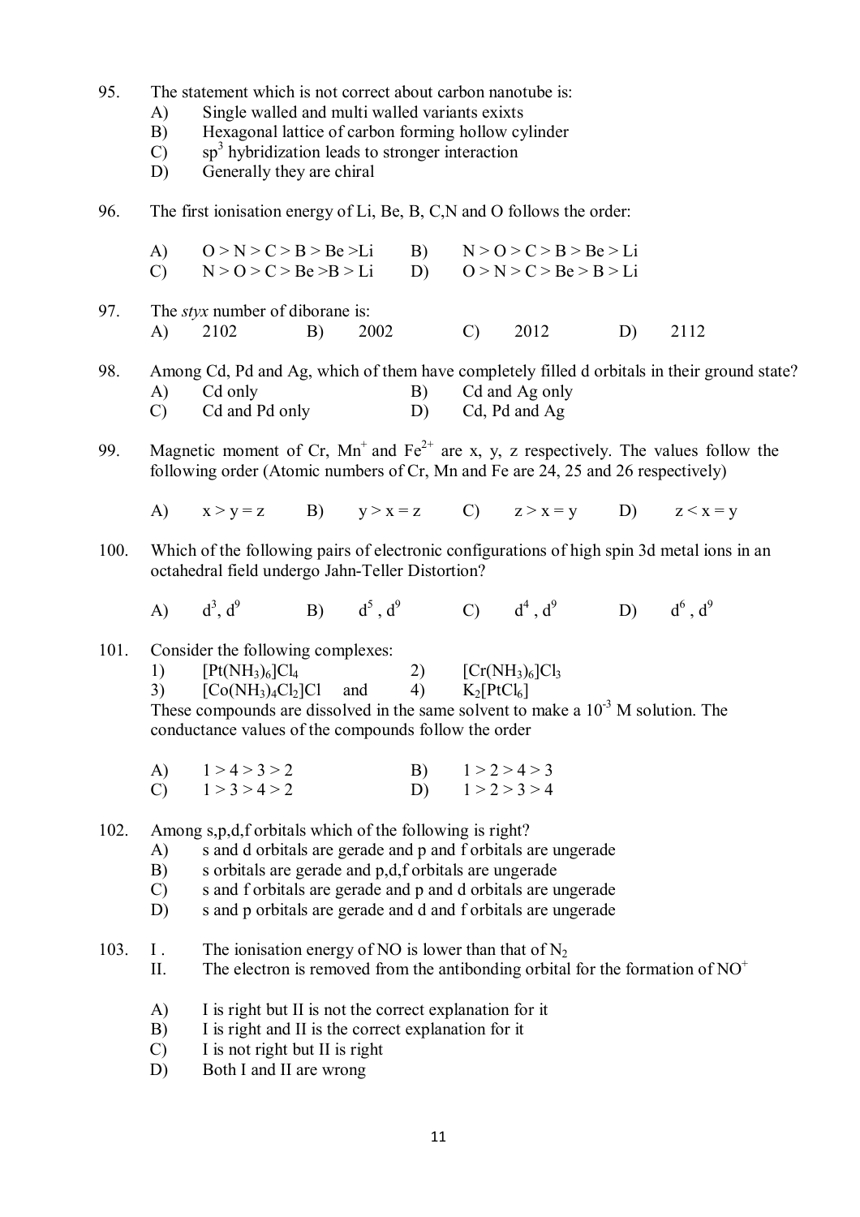95. The statement which is not correct about carbon nanotube is:
   A) Single walled and multi walled variants exixts
   B) Hexagonal lattice of carbon forming hollow cylinder
   C) $sp^3$ hybridization leads to stronger interaction
   D) Generally they are chiral

96. The first ionisation energy of Li, Be, B, C,N and O follows the order:

   A) O > N > C > B > Be >Li    B) N > O > C > B > Be > Li
   C) N > O > C > Be >B > Li    D) O > N > C > Be > B > Li

97. The *styx* number of diborane is:
   A) 2102    B) 2002    C) 2012    D) 2112

98. Among Cd, Pd and Ag, which of them have completely filled d orbitals in their ground state?
   A) Cd only    B) Cd and Ag only
   C) Cd and Pd only    D) Cd, Pd and Ag

99. Magnetic moment of Cr, $Mn^+$ and $Fe^{2+}$ are x, y, z respectively. The values follow the following order (Atomic numbers of Cr, Mn and Fe are 24, 25 and 26 respectively)

   A) x > y = z    B) y > x = z    C) z > x = y    D) z < x = y

100. Which of the following pairs of electronic configurations of high spin 3d metal ions in an octahedral field undergo Jahn-Teller Distortion?

   A) $d^3$, $d^9$    B) $d^5$ , $d^9$    C) $d^4$ , $d^9$    D) $d^6$ , $d^9$

101. Consider the following complexes:
   1) $[Pt(NH_3)_6]Cl_4$    2) $[Cr(NH_3)_6]Cl_3$
   3) $[Co(NH_3)_4Cl_2]Cl$ and    4) $K_2[PtCl_6]$
   These compounds are dissolved in the same solvent to make a $10^{-3}$ M solution. The conductance values of the compounds follow the order

   A) 1 > 4 > 3 > 2    B) 1 > 2 > 4 > 3
   C) 1 > 3 > 4 > 2    D) 1 > 2 > 3 > 4

102. Among s,p,d,f orbitals which of the following is right?
   A) s and d orbitals are gerade and p and f orbitals are ungerade
   B) s orbitals are gerade and p,d,f orbitals are ungerade
   C) s and f orbitals are gerade and p and d orbitals are ungerade
   D) s and p orbitals are gerade and d and f orbitals are ungerade

103. I . The ionisation energy of NO is lower than that of $N_2$
   II. The electron is removed from the antibonding orbital for the formation of $NO^+$

   A) I is right but II is not the correct explanation for it
   B) I is right and II is the correct explanation for it
   C) I is not right but II is right
   D) Both I and II are wrong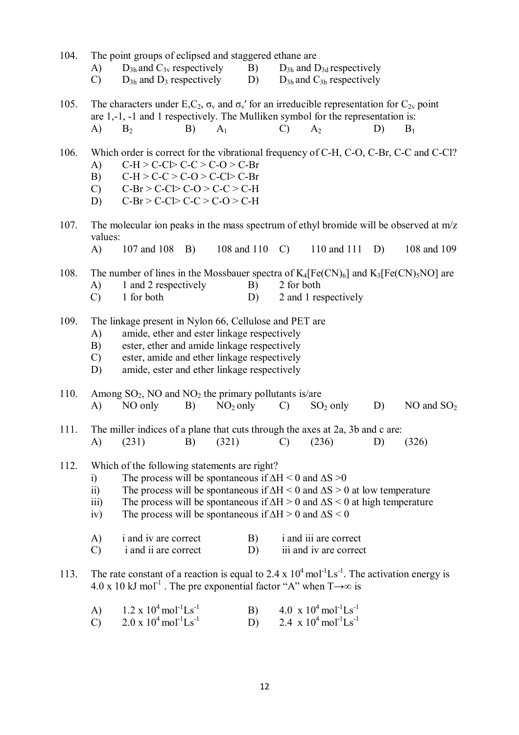104. The point groups of eclipsed and staggered ethane are

A) $D_{3h}$ and $C_{3v}$ respectively  B) $D_{3h}$ and $D_{3d}$ respectively
C) $D_{3h}$ and $D_3$ respectively  D) $D_{3h}$ and $C_{3h}$ respectively

105. The characters under E,$C_2$, $\sigma_v$ and $\sigma_v'$ for an irreducible representation for $C_{2v}$ point are 1,-1, -1 and 1 respectively. The Mulliken symbol for the representation is:

A) $B_2$  B) $A_1$  C) $A_2$  D) $B_1$

106. Which order is correct for the vibrational frequency of C-H, C-O, C-Br, C-C and C-Cl?

A) C-H > C-Cl> C-C > C-O > C-Br
B) C-H > C-C > C-O > C-Cl> C-Br
C) C-Br > C-Cl> C-O > C-C > C-H
D) C-Br > C-Cl> C-C > C-O > C-H

107. The molecular ion peaks in the mass spectrum of ethyl bromide will be observed at m/z values:

A) 107 and 108  B) 108 and 110  C) 110 and 111  D) 108 and 109

108. The number of lines in the Mossbauer spectra of $K_4[Fe(CN)_6]$ and $K_3[Fe(CN)_5NO]$ are

A) 1 and 2 respectively  B) 2 for both
C) 1 for both  D) 2 and 1 respectively

109. The linkage present in Nylon 66, Cellulose and PET are

A) amide, ether and ester linkage respectively
B) ester, ether and amide linkage respectively
C) ester, amide and ether linkage respectively
D) amide, ester and ether linkage respectively

110. Among $SO_2$, NO and $NO_2$ the primary pollutants is/are

A) NO only  B) $NO_2$ only  C) $SO_2$ only  D) NO and $SO_2$

111. The miller indices of a plane that cuts through the axes at 2a, 3b and c are:

A) (231)  B) (321)  C) (236)  D) (326)

112. Which of the following statements are right?

i) The process will be spontaneous if $\Delta H < 0$ and $\Delta S > 0$
ii) The process will be spontaneous if $\Delta H < 0$ and $\Delta S > 0$ at low temperature
iii) The process will be spontaneous if $\Delta H > 0$ and $\Delta S < 0$ at high temperature
iv) The process will be spontaneous if $\Delta H > 0$ and $\Delta S < 0$

A) i and iv are correct  B) i and iii are correct
C) i and ii are correct  D) iii and iv are correct

113. The rate constant of a reaction is equal to $2.4 \times 10^4$ mol$^{-1}$Ls$^{-1}$. The activation energy is $4.0 \times 10$ kJ mol$^{-1}$ . The pre exponential factor "A" when $T \to \infty$ is

A) $1.2 \times 10^4$ mol$^{-1}$Ls$^{-1}$  B) $4.0 \times 10^4$ mol$^{-1}$Ls$^{-1}$
C) $2.0 \times 10^4$ mol$^{-1}$Ls$^{-1}$  D) $2.4 \times 10^4$ mol$^{-1}$Ls$^{-1}$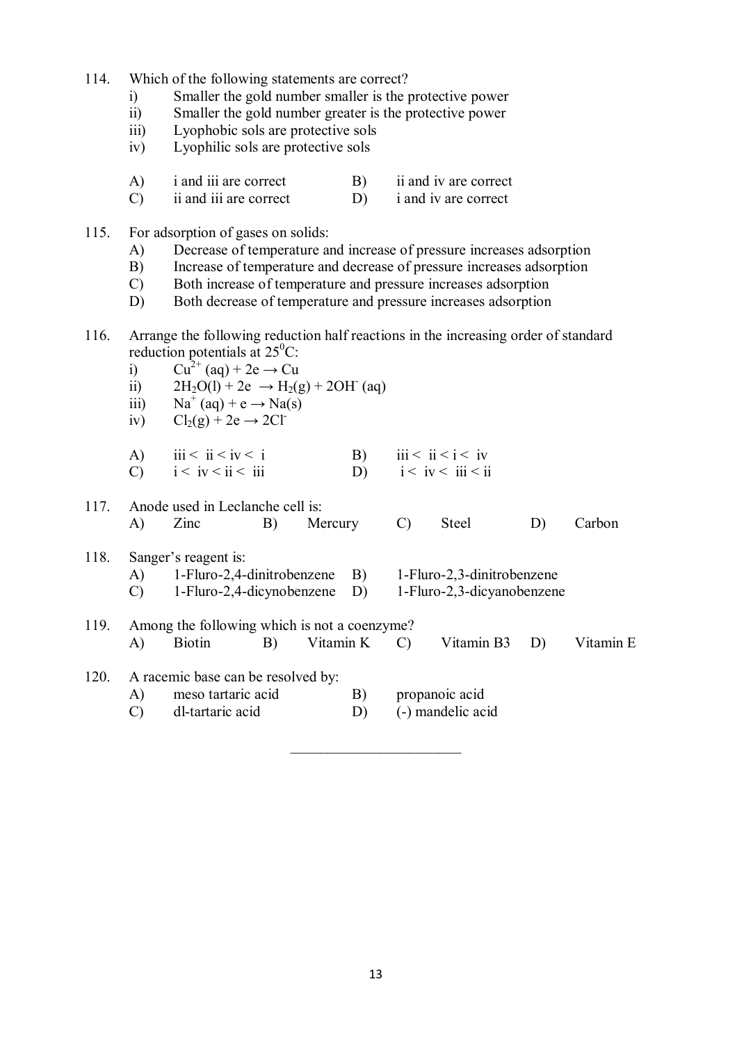114. Which of the following statements are correct?

  i) Smaller the gold number smaller is the protective power
  ii) Smaller the gold number greater is the protective power
  iii) Lyophobic sols are protective sols
  iv) Lyophilic sols are protective sols

  A) i and iii are correct  B) ii and iv are correct
  C) ii and iii are correct  D) i and iv are correct

115. For adsorption of gases on solids:

  A) Decrease of temperature and increase of pressure increases adsorption
  B) Increase of temperature and decrease of pressure increases adsorption
  C) Both increase of temperature and pressure increases adsorption
  D) Both decrease of temperature and pressure increases adsorption

116. Arrange the following reduction half reactions in the increasing order of standard reduction potentials at $25^0C$:

  i) $Cu^{2+}(aq) + 2e \rightarrow Cu$
  ii) $2H_2O(l) + 2e \rightarrow H_2(g) + 2OH^-(aq)$
  iii) $Na^+(aq) + e \rightarrow Na(s)$
  iv) $Cl_2(g) + 2e \rightarrow 2Cl^-$

  A) iii < ii < iv < i  B) iii < ii < i < iv
  C) i < iv < ii < iii  D) i < iv < iii < ii

117. Anode used in Leclanche cell is:

  A) Zinc  B) Mercury  C) Steel  D) Carbon

118. Sanger's reagent is:

  A) 1-Fluro-2,4-dinitrobenzene  B) 1-Fluro-2,3-dinitrobenzene
  C) 1-Fluro-2,4-dicynobenzene  D) 1-Fluro-2,3-dicyanobenzene

119. Among the following which is not a coenzyme?

  A) Biotin  B) Vitamin K  C) Vitamin B3  D) Vitamin E

120. A racemic base can be resolved by:

  A) meso tartaric acid  B) propanoic acid
  C) dl-tartaric acid  D) (-) mandelic acid

---